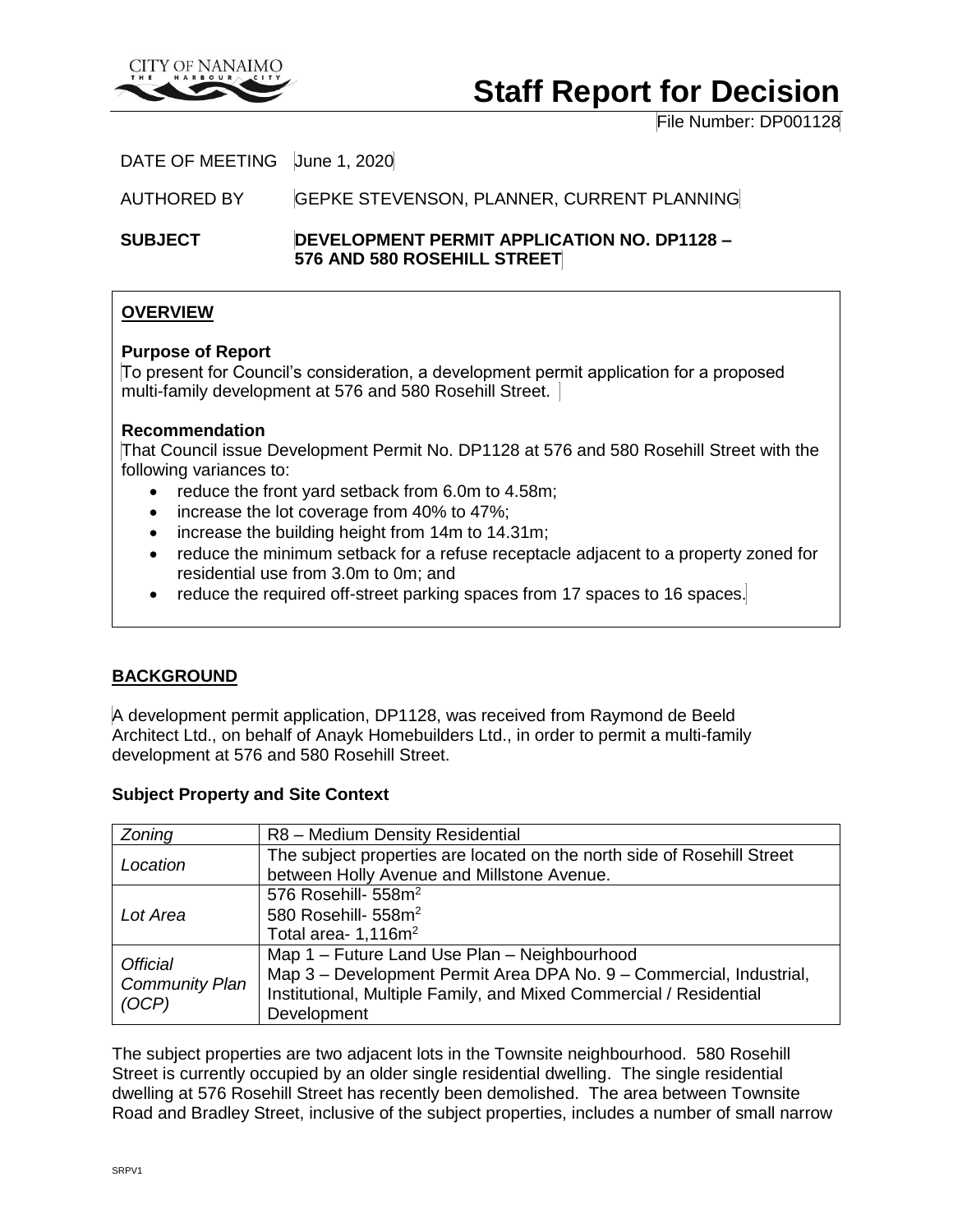# Staff Report for Decision

File Number: DP001128

DATE OF MEETING June 1, 2020

AUTHORED BY GEPKE STEVENSON, PLANNER, CURRENT PLANNING

**SUBJECT** **DEVELOPMENT PERMIT APPLICATION NO. DP1128 – 576 AND 580 ROSEHILL STREET**

## OVERVIEW

**Purpose of Report**

To present for Council's consideration, a development permit application for a proposed multi-family development at 576 and 580 Rosehill Street.

**Recommendation**

That Council issue Development Permit No. DP1128 at 576 and 580 Rosehill Street with the following variances to:

- reduce the front yard setback from 6.0m to 4.58m;
- increase the lot coverage from 40% to 47%;
- increase the building height from 14m to 14.31m;
- reduce the minimum setback for a refuse receptacle adjacent to a property zoned for residential use from 3.0m to 0m; and
- reduce the required off-street parking spaces from 17 spaces to 16 spaces.

## BACKGROUND

A development permit application, DP1128, was received from Raymond de Beeld Architect Ltd., on behalf of Anayk Homebuilders Ltd., in order to permit a multi-family development at 576 and 580 Rosehill Street.

### Subject Property and Site Context

| | |
|---|---|
| *Zoning* | R8 – Medium Density Residential |
| *Location* | The subject properties are located on the north side of Rosehill Street between Holly Avenue and Millstone Avenue. |
| *Lot Area* | 576 Rosehill- 558m$^2$<br>580 Rosehill- 558m$^2$<br>Total area- 1,116m$^2$ |
| *Official Community Plan (OCP)* | Map 1 – Future Land Use Plan – Neighbourhood<br>Map 3 – Development Permit Area DPA No. 9 – Commercial, Industrial, Institutional, Multiple Family, and Mixed Commercial / Residential Development |

The subject properties are two adjacent lots in the Townsite neighbourhood. 580 Rosehill Street is currently occupied by an older single residential dwelling. The single residential dwelling at 576 Rosehill Street has recently been demolished. The area between Townsite Road and Bradley Street, inclusive of the subject properties, includes a number of small narrow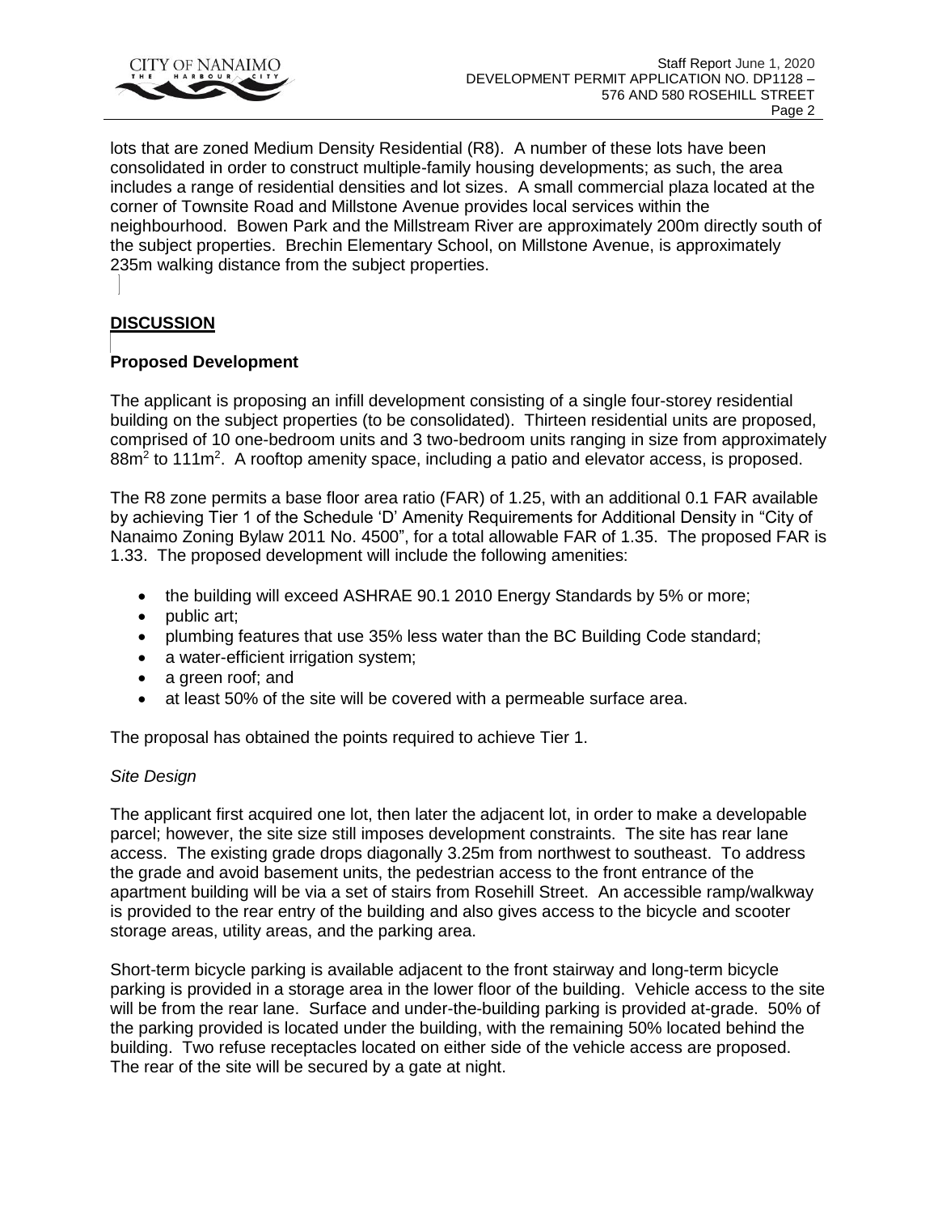lots that are zoned Medium Density Residential (R8). A number of these lots have been consolidated in order to construct multiple-family housing developments; as such, the area includes a range of residential densities and lot sizes. A small commercial plaza located at the corner of Townsite Road and Millstone Avenue provides local services within the neighbourhood. Bowen Park and the Millstream River are approximately 200m directly south of the subject properties. Brechin Elementary School, on Millstone Avenue, is approximately 235m walking distance from the subject properties.

## DISCUSSION

### Proposed Development

The applicant is proposing an infill development consisting of a single four-storey residential building on the subject properties (to be consolidated). Thirteen residential units are proposed, comprised of 10 one-bedroom units and 3 two-bedroom units ranging in size from approximately $88m^2$ to $111m^2$. A rooftop amenity space, including a patio and elevator access, is proposed.

The R8 zone permits a base floor area ratio (FAR) of 1.25, with an additional 0.1 FAR available by achieving Tier 1 of the Schedule 'D' Amenity Requirements for Additional Density in "City of Nanaimo Zoning Bylaw 2011 No. 4500", for a total allowable FAR of 1.35. The proposed FAR is 1.33. The proposed development will include the following amenities:

- the building will exceed ASHRAE 90.1 2010 Energy Standards by 5% or more;
- public art;
- plumbing features that use 35% less water than the BC Building Code standard;
- a water-efficient irrigation system;
- a green roof; and
- at least 50% of the site will be covered with a permeable surface area.

The proposal has obtained the points required to achieve Tier 1.

*Site Design*

The applicant first acquired one lot, then later the adjacent lot, in order to make a developable parcel; however, the site size still imposes development constraints. The site has rear lane access. The existing grade drops diagonally 3.25m from northwest to southeast. To address the grade and avoid basement units, the pedestrian access to the front entrance of the apartment building will be via a set of stairs from Rosehill Street. An accessible ramp/walkway is provided to the rear entry of the building and also gives access to the bicycle and scooter storage areas, utility areas, and the parking area.

Short-term bicycle parking is available adjacent to the front stairway and long-term bicycle parking is provided in a storage area in the lower floor of the building. Vehicle access to the site will be from the rear lane. Surface and under-the-building parking is provided at-grade. 50% of the parking provided is located under the building, with the remaining 50% located behind the building. Two refuse receptacles located on either side of the vehicle access are proposed. The rear of the site will be secured by a gate at night.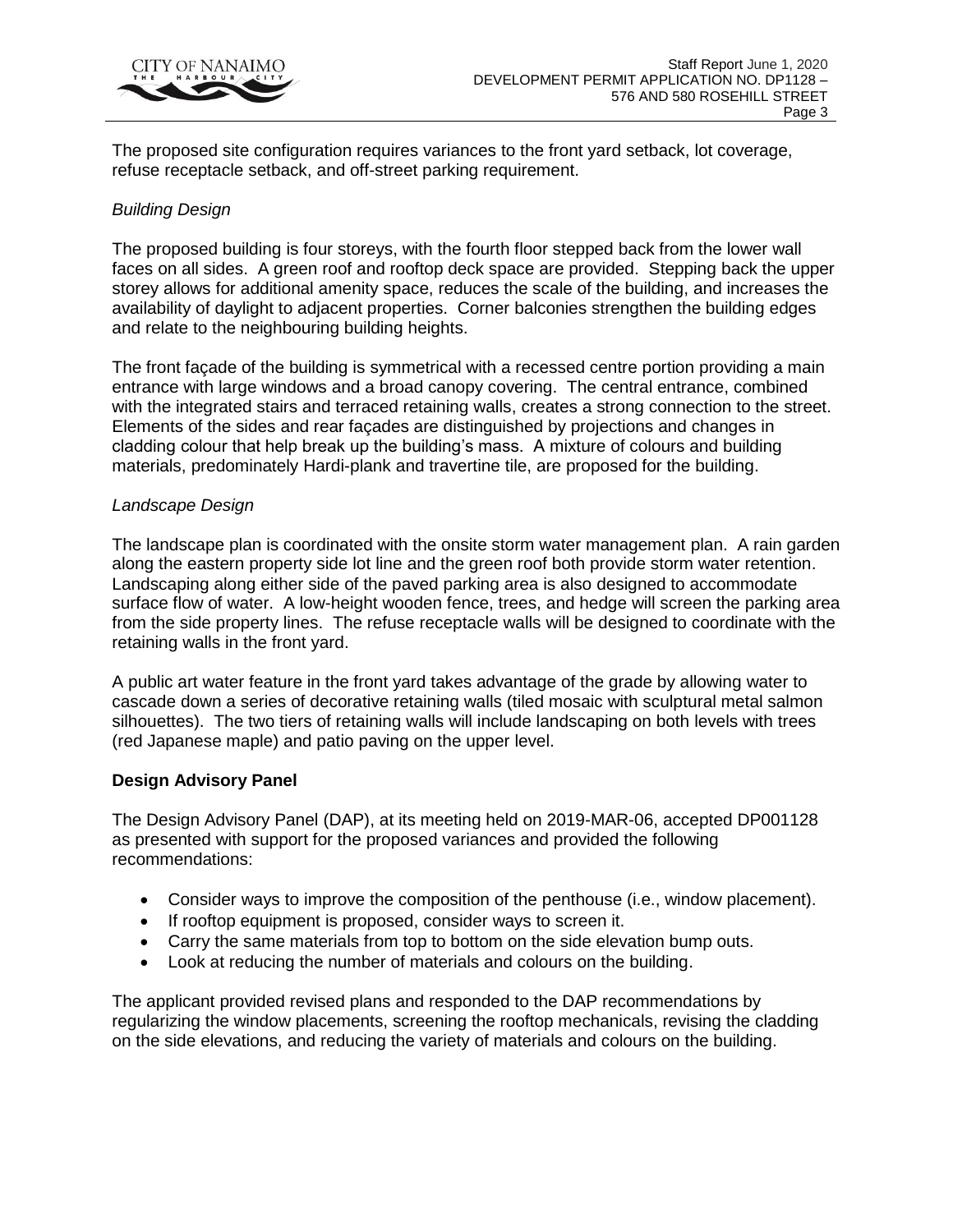The proposed site configuration requires variances to the front yard setback, lot coverage, refuse receptacle setback, and off-street parking requirement.

*Building Design*

The proposed building is four storeys, with the fourth floor stepped back from the lower wall faces on all sides. A green roof and rooftop deck space are provided. Stepping back the upper storey allows for additional amenity space, reduces the scale of the building, and increases the availability of daylight to adjacent properties. Corner balconies strengthen the building edges and relate to the neighbouring building heights.

The front façade of the building is symmetrical with a recessed centre portion providing a main entrance with large windows and a broad canopy covering. The central entrance, combined with the integrated stairs and terraced retaining walls, creates a strong connection to the street. Elements of the sides and rear façades are distinguished by projections and changes in cladding colour that help break up the building's mass. A mixture of colours and building materials, predominately Hardi-plank and travertine tile, are proposed for the building.

*Landscape Design*

The landscape plan is coordinated with the onsite storm water management plan. A rain garden along the eastern property side lot line and the green roof both provide storm water retention. Landscaping along either side of the paved parking area is also designed to accommodate surface flow of water. A low-height wooden fence, trees, and hedge will screen the parking area from the side property lines. The refuse receptacle walls will be designed to coordinate with the retaining walls in the front yard.

A public art water feature in the front yard takes advantage of the grade by allowing water to cascade down a series of decorative retaining walls (tiled mosaic with sculptural metal salmon silhouettes). The two tiers of retaining walls will include landscaping on both levels with trees (red Japanese maple) and patio paving on the upper level.

**Design Advisory Panel**

The Design Advisory Panel (DAP), at its meeting held on 2019-MAR-06, accepted DP001128 as presented with support for the proposed variances and provided the following recommendations:

- Consider ways to improve the composition of the penthouse (i.e., window placement).
- If rooftop equipment is proposed, consider ways to screen it.
- Carry the same materials from top to bottom on the side elevation bump outs.
- Look at reducing the number of materials and colours on the building.

The applicant provided revised plans and responded to the DAP recommendations by regularizing the window placements, screening the rooftop mechanicals, revising the cladding on the side elevations, and reducing the variety of materials and colours on the building.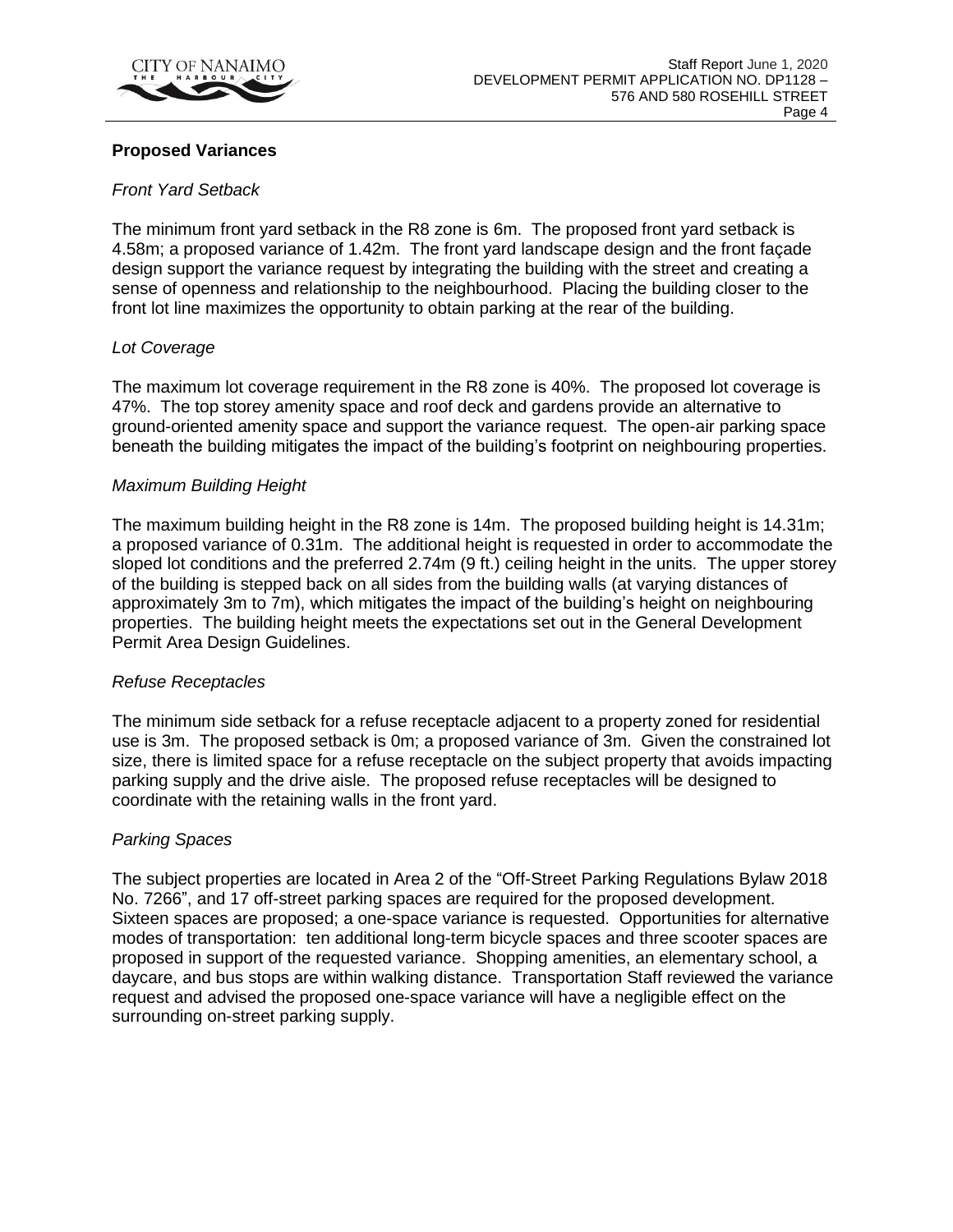## Proposed Variances

### *Front Yard Setback*

The minimum front yard setback in the R8 zone is 6m. The proposed front yard setback is 4.58m; a proposed variance of 1.42m. The front yard landscape design and the front façade design support the variance request by integrating the building with the street and creating a sense of openness and relationship to the neighbourhood. Placing the building closer to the front lot line maximizes the opportunity to obtain parking at the rear of the building.

### *Lot Coverage*

The maximum lot coverage requirement in the R8 zone is 40%. The proposed lot coverage is 47%. The top storey amenity space and roof deck and gardens provide an alternative to ground-oriented amenity space and support the variance request. The open-air parking space beneath the building mitigates the impact of the building's footprint on neighbouring properties.

### *Maximum Building Height*

The maximum building height in the R8 zone is 14m. The proposed building height is 14.31m; a proposed variance of 0.31m. The additional height is requested in order to accommodate the sloped lot conditions and the preferred 2.74m (9 ft.) ceiling height in the units. The upper storey of the building is stepped back on all sides from the building walls (at varying distances of approximately 3m to 7m), which mitigates the impact of the building's height on neighbouring properties. The building height meets the expectations set out in the General Development Permit Area Design Guidelines.

### *Refuse Receptacles*

The minimum side setback for a refuse receptacle adjacent to a property zoned for residential use is 3m. The proposed setback is 0m; a proposed variance of 3m. Given the constrained lot size, there is limited space for a refuse receptacle on the subject property that avoids impacting parking supply and the drive aisle. The proposed refuse receptacles will be designed to coordinate with the retaining walls in the front yard.

### *Parking Spaces*

The subject properties are located in Area 2 of the "Off-Street Parking Regulations Bylaw 2018 No. 7266", and 17 off-street parking spaces are required for the proposed development. Sixteen spaces are proposed; a one-space variance is requested. Opportunities for alternative modes of transportation: ten additional long-term bicycle spaces and three scooter spaces are proposed in support of the requested variance. Shopping amenities, an elementary school, a daycare, and bus stops are within walking distance. Transportation Staff reviewed the variance request and advised the proposed one-space variance will have a negligible effect on the surrounding on-street parking supply.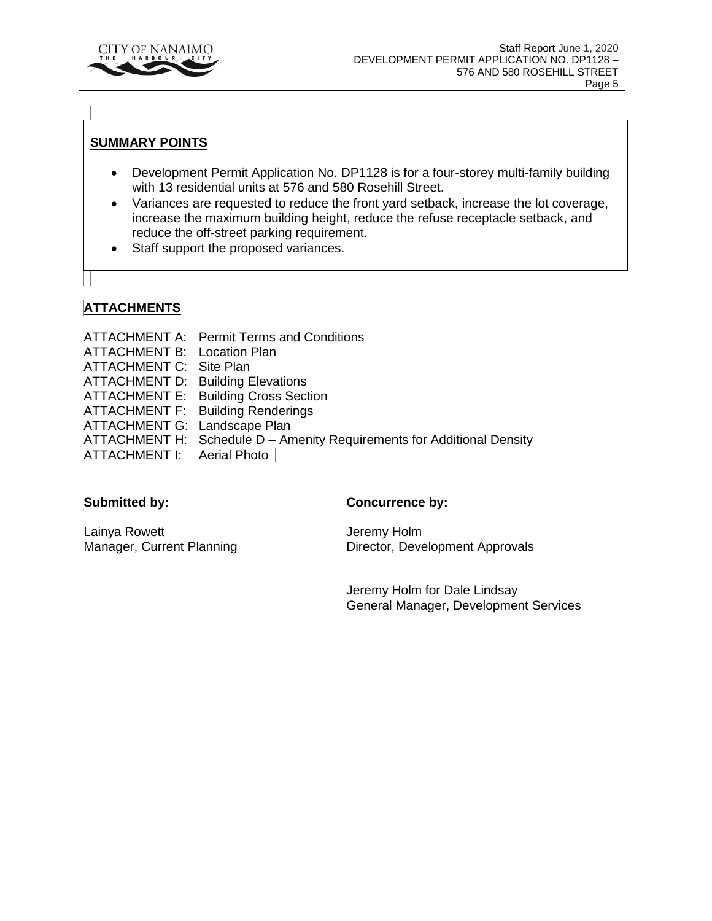## SUMMARY POINTS

- Development Permit Application No. DP1128 is for a four-storey multi-family building with 13 residential units at 576 and 580 Rosehill Street.
- Variances are requested to reduce the front yard setback, increase the lot coverage, increase the maximum building height, reduce the refuse receptacle setback, and reduce the off-street parking requirement.
- Staff support the proposed variances.

## ATTACHMENTS

ATTACHMENT A: Permit Terms and Conditions
ATTACHMENT B: Location Plan
ATTACHMENT C: Site Plan
ATTACHMENT D: Building Elevations
ATTACHMENT E: Building Cross Section
ATTACHMENT F: Building Renderings
ATTACHMENT G: Landscape Plan
ATTACHMENT H: Schedule D – Amenity Requirements for Additional Density
ATTACHMENT I: Aerial Photo

**Submitted by:**

Lainya Rowett
Manager, Current Planning

**Concurrence by:**

Jeremy Holm
Director, Development Approvals

Jeremy Holm for Dale Lindsay
General Manager, Development Services